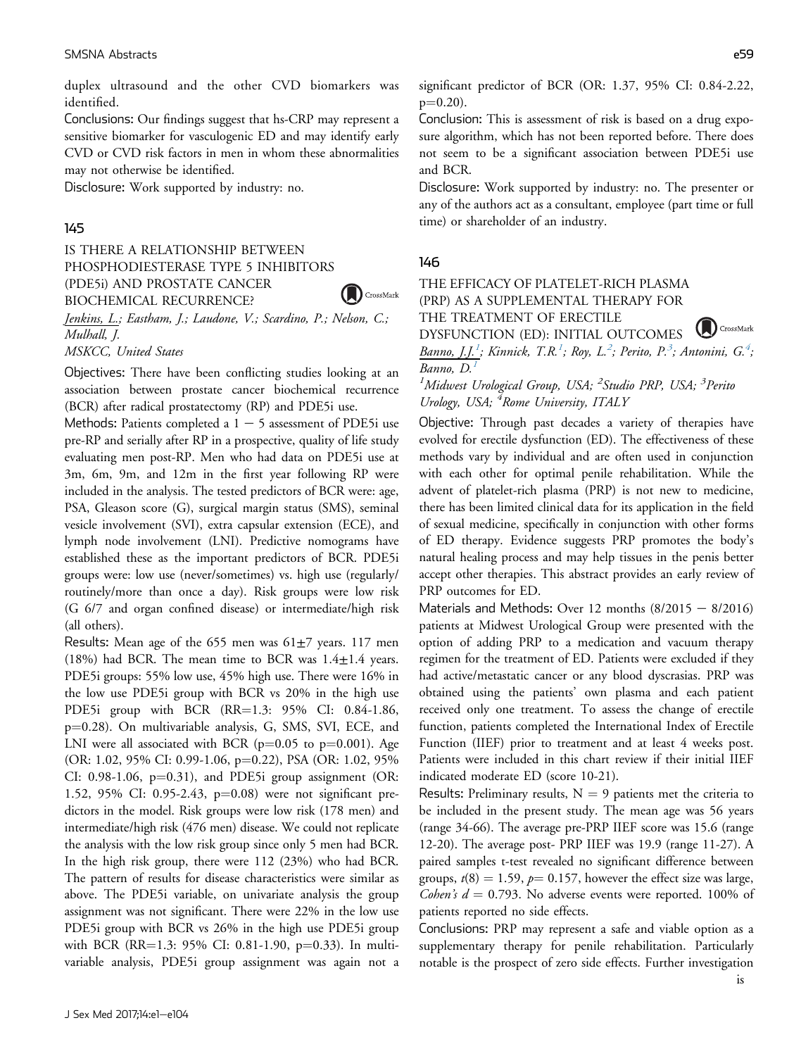duplex ultrasound and the other CVD biomarkers was identified.

**Conclusions:** Our findings suggest that hs-CRP may represent a sensitive biomarker for vasculogenic ED and may identify early CVD or CVD risk factors in men in whom these abnormalities may not otherwise be identified.

**Disclosure:** Work supported by industry: no.

## 145

### IS THERE A RELATIONSHIP BETWEEN PHOSPHODIESTERASE TYPE 5 INHIBITORS (PDE5i) AND PROSTATE CANCER BIOCHEMICAL RECURRENCE?

*Jenkins, L.; Eastham, J.; Laudone, V.; Scardino, P.; Nelson, C.; Mulhall, J.*

*MSKCC, United States*

**Objectives:** There have been conflicting studies looking at an association between prostate cancer biochemical recurrence (BCR) after radical prostatectomy (RP) and PDE5i use.

**Methods:** Patients completed a 1 − 5 assessment of PDE5i use pre-RP and serially after RP in a prospective, quality of life study evaluating men post-RP. Men who had data on PDE5i use at 3m, 6m, 9m, and 12m in the first year following RP were included in the analysis. The tested predictors of BCR were: age, PSA, Gleason score (G), surgical margin status (SMS), seminal vesicle involvement (SVI), extra capsular extension (ECE), and lymph node involvement (LNI). Predictive nomograms have established these as the important predictors of BCR. PDE5i groups were: low use (never/sometimes) vs. high use (regularly/routinely/more than once a day). Risk groups were low risk (G 6/7 and organ confined disease) or intermediate/high risk (all others).

**Results:** Mean age of the 655 men was 61±7 years. 117 men (18%) had BCR. The mean time to BCR was 1.4±1.4 years. PDE5i groups: 55% low use, 45% high use. There were 16% in the low use PDE5i group with BCR vs 20% in the high use PDE5i group with BCR (RR=1.3: 95% CI: 0.84-1.86, p=0.28). On multivariable analysis, G, SMS, SVI, ECE, and LNI were all associated with BCR (p=0.05 to p=0.001). Age (OR: 1.02, 95% CI: 0.99-1.06, p=0.22), PSA (OR: 1.02, 95% CI: 0.98-1.06, p=0.31), and PDE5i group assignment (OR: 1.52, 95% CI: 0.95-2.43, p=0.08) were not significant predictors in the model. Risk groups were low risk (178 men) and intermediate/high risk (476 men) disease. We could not replicate the analysis with the low risk group since only 5 men had BCR. In the high risk group, there were 112 (23%) who had BCR. The pattern of results for disease characteristics were similar as above. The PDE5i variable, on univariate analysis the group assignment was not significant. There were 22% in the low use PDE5i group with BCR vs 26% in the high use PDE5i group with BCR (RR=1.3: 95% CI: 0.81-1.90, p=0.33). In multivariable analysis, PDE5i group assignment was again not a significant predictor of BCR (OR: 1.37, 95% CI: 0.84-2.22, p=0.20).

**Conclusion:** This is assessment of risk is based on a drug exposure algorithm, which has not been reported before. There does not seem to be a significant association between PDE5i use and BCR.

**Disclosure:** Work supported by industry: no. The presenter or any of the authors act as a consultant, employee (part time or full time) or shareholder of an industry.

## 146

### THE EFFICACY OF PLATELET-RICH PLASMA (PRP) AS A SUPPLEMENTAL THERAPY FOR THE TREATMENT OF ERECTILE DYSFUNCTION (ED): INITIAL OUTCOMES

*Banno, J.J.[1]; Kinnick, T.R.[1]; Roy, L.[2]; Perito, P.[3]; Antonini, G.[4]; Banno, D.[1]*

*[1]Midwest Urological Group, USA; [2]Studio PRP, USA; [3]Perito Urology, USA; [4]Rome University, ITALY*

**Objective:** Through past decades a variety of therapies have evolved for erectile dysfunction (ED). The effectiveness of these methods vary by individual and are often used in conjunction with each other for optimal penile rehabilitation. While the advent of platelet-rich plasma (PRP) is not new to medicine, there has been limited clinical data for its application in the field of sexual medicine, specifically in conjunction with other forms of ED therapy. Evidence suggests PRP promotes the body's natural healing process and may help tissues in the penis better accept other therapies. This abstract provides an early review of PRP outcomes for ED.

**Materials and Methods:** Over 12 months (8/2015 − 8/2016) patients at Midwest Urological Group were presented with the option of adding PRP to a medication and vacuum therapy regimen for the treatment of ED. Patients were excluded if they had active/metastatic cancer or any blood dyscrasias. PRP was obtained using the patients' own plasma and each patient received only one treatment. To assess the change of erectile function, patients completed the International Index of Erectile Function (IIEF) prior to treatment and at least 4 weeks post. Patients were included in this chart review if their initial IIEF indicated moderate ED (score 10-21).

**Results:** Preliminary results, N = 9 patients met the criteria to be included in the present study. The mean age was 56 years (range 34-66). The average pre-PRP IIEF score was 15.6 (range 12-20). The average post- PRP IIEF was 19.9 (range 11-27). A paired samples t-test revealed no significant difference between groups, $t(8) = 1.59$, $p = 0.157$, however the effect size was large, *Cohen's* $d = 0.793$. No adverse events were reported. 100% of patients reported no side effects.

**Conclusions:** PRP may represent a safe and viable option as a supplementary therapy for penile rehabilitation. Particularly notable is the prospect of zero side effects. Further investigation is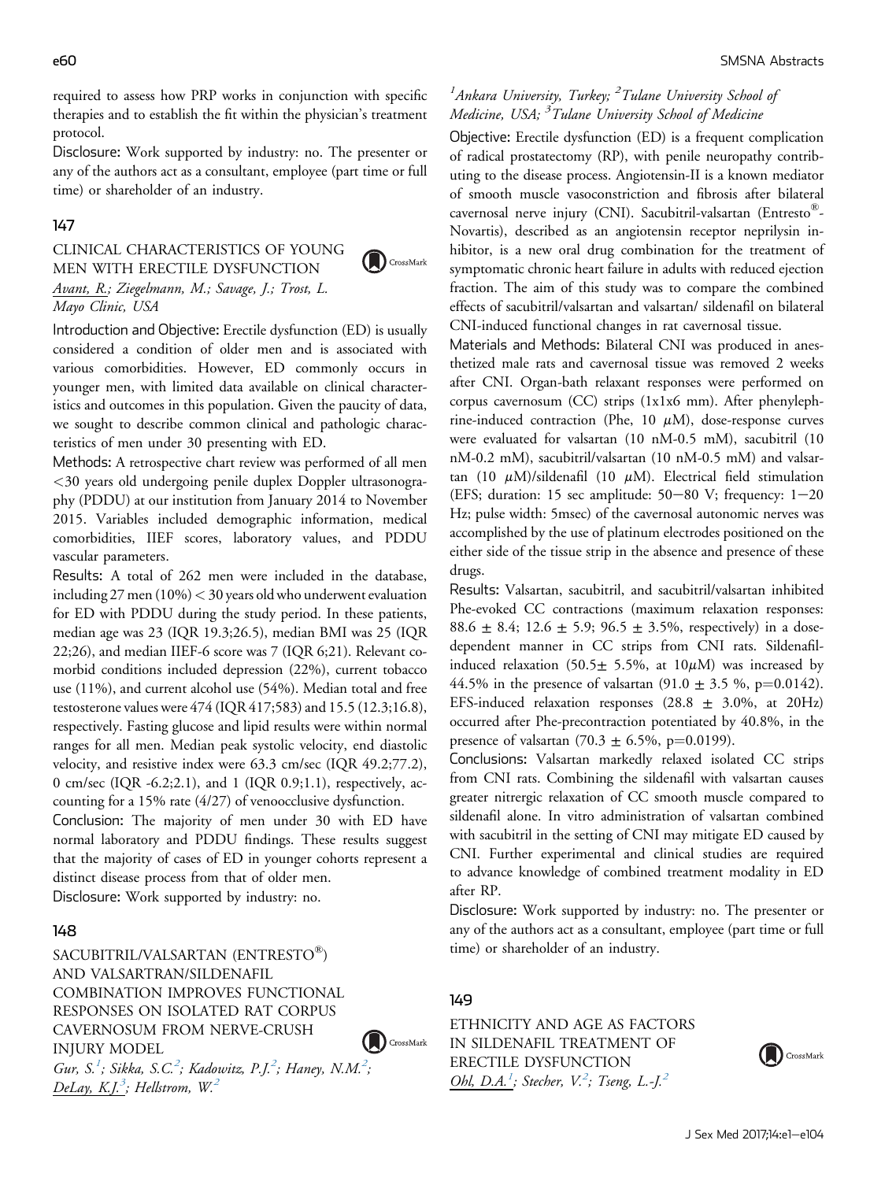required to assess how PRP works in conjunction with specific therapies and to establish the fit within the physician's treatment protocol.

Disclosure: Work supported by industry: no. The presenter or any of the authors act as a consultant, employee (part time or full time) or shareholder of an industry.

## 147

### CLINICAL CHARACTERISTICS OF YOUNG MEN WITH ERECTILE DYSFUNCTION

*Avant, R.; Ziegelmann, M.; Savage, J.; Trost, L.*
*Mayo Clinic, USA*

**Introduction and Objective:** Erectile dysfunction (ED) is usually considered a condition of older men and is associated with various comorbidities. However, ED commonly occurs in younger men, with limited data available on clinical characteristics and outcomes in this population. Given the paucity of data, we sought to describe common clinical and pathologic characteristics of men under 30 presenting with ED.

**Methods:** A retrospective chart review was performed of all men <30 years old undergoing penile duplex Doppler ultrasonography (PDDU) at our institution from January 2014 to November 2015. Variables included demographic information, medical comorbidities, IIEF scores, laboratory values, and PDDU vascular parameters.

**Results:** A total of 262 men were included in the database, including 27 men (10%) < 30 years old who underwent evaluation for ED with PDDU during the study period. In these patients, median age was 23 (IQR 19.3;26.5), median BMI was 25 (IQR 22;26), and median IIEF-6 score was 7 (IQR 6;21). Relevant comorbid conditions included depression (22%), current tobacco use (11%), and current alcohol use (54%). Median total and free testosterone values were 474 (IQR 417;583) and 15.5 (12.3;16.8), respectively. Fasting glucose and lipid results were within normal ranges for all men. Median peak systolic velocity, end diastolic velocity, and resistive index were 63.3 cm/sec (IQR 49.2;77.2), 0 cm/sec (IQR -6.2;2.1), and 1 (IQR 0.9;1.1), respectively, accounting for a 15% rate (4/27) of venoocclusive dysfunction.

**Conclusion:** The majority of men under 30 with ED have normal laboratory and PDDU findings. These results suggest that the majority of cases of ED in younger cohorts represent a distinct disease process from that of older men.

Disclosure: Work supported by industry: no.

## 148

### SACUBITRIL/VALSARTAN (ENTRESTO®) AND VALSARTRAN/SILDENAFIL COMBINATION IMPROVES FUNCTIONAL RESPONSES ON ISOLATED RAT CORPUS CAVERNOSUM FROM NERVE-CRUSH INJURY MODEL

*Gur, S.[1]; Sikka, S.C.[2]; Kadowitz, P.J.[2]; Haney, N.M.[2]; DeLay, K.J.[3]; Hellstrom, W.[2]*
*[1]Ankara University, Turkey; [2]Tulane University School of Medicine, USA; [3]Tulane University School of Medicine*

**Objective:** Erectile dysfunction (ED) is a frequent complication of radical prostatectomy (RP), with penile neuropathy contributing to the disease process. Angiotensin-II is a known mediator of smooth muscle vasoconstriction and fibrosis after bilateral cavernosal nerve injury (CNI). Sacubitril-valsartan (Entresto®-Novartis), described as an angiotensin receptor neprilysin inhibitor, is a new oral drug combination for the treatment of symptomatic chronic heart failure in adults with reduced ejection fraction. The aim of this study was to compare the combined effects of sacubitril/valsartan and valsartan/ sildenafil on bilateral CNI-induced functional changes in rat cavernosal tissue.

**Materials and Methods:** Bilateral CNI was produced in anesthetized male rats and cavernosal tissue was removed 2 weeks after CNI. Organ-bath relaxant responses were performed on corpus cavernosum (CC) strips (1x1x6 mm). After phenylephrine-induced contraction (Phe, 10 μM), dose-response curves were evaluated for valsartan (10 nM-0.5 mM), sacubitril (10 nM-0.2 mM), sacubitril/valsartan (10 nM-0.5 mM) and valsartan (10 μM)/sildenafil (10 μM). Electrical field stimulation (EFS; duration: 15 sec amplitude: 50−80 V; frequency: 1−20 Hz; pulse width: 5msec) of the cavernosal autonomic nerves was accomplished by the use of platinum electrodes positioned on the either side of the tissue strip in the absence and presence of these drugs.

**Results:** Valsartan, sacubitril, and sacubitril/valsartan inhibited Phe-evoked CC contractions (maximum relaxation responses: 88.6 ± 8.4; 12.6 ± 5.9; 96.5 ± 3.5%, respectively) in a dose-dependent manner in CC strips from CNI rats. Sildenafil-induced relaxation (50.5± 5.5%, at 10μM) was increased by 44.5% in the presence of valsartan (91.0 ± 3.5 %, p=0.0142). EFS-induced relaxation responses (28.8 ± 3.0%, at 20Hz) occurred after Phe-precontraction potentiated by 40.8%, in the presence of valsartan (70.3 ± 6.5%, p=0.0199).

**Conclusions:** Valsartan markedly relaxed isolated CC strips from CNI rats. Combining the sildenafil with valsartan causes greater nitrergic relaxation of CC smooth muscle compared to sildenafil alone. In vitro administration of valsartan combined with sacubitril in the setting of CNI may mitigate ED caused by CNI. Further experimental and clinical studies are required to advance knowledge of combined treatment modality in ED after RP.

Disclosure: Work supported by industry: no. The presenter or any of the authors act as a consultant, employee (part time or full time) or shareholder of an industry.

## 149

### ETHNICITY AND AGE AS FACTORS IN SILDENAFIL TREATMENT OF ERECTILE DYSFUNCTION

*Ohl, D.A.[1]; Stecher, V.[2]; Tseng, L.-J.[2]*